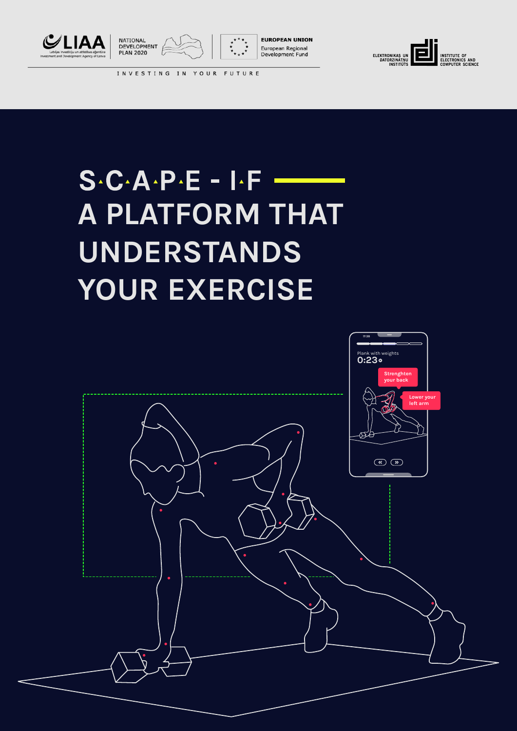LIAA
Latvijas investīciju un attīstības aģentūra
Investment and Development Agency of Latvia

NATIONAL DEVELOPMENT PLAN 2020

EUROPEAN UNION
European Regional Development Fund

INVESTING IN YOUR FUTURE

ELEKTRONIKAS UN DATORZINĀTŅU INSTITŪTS
INSTITUTE OF ELECTRONICS AND COMPUTER SCIENCE

# S·C·A·P·E - I·F
# A PLATFORM THAT UNDERSTANDS YOUR EXERCISE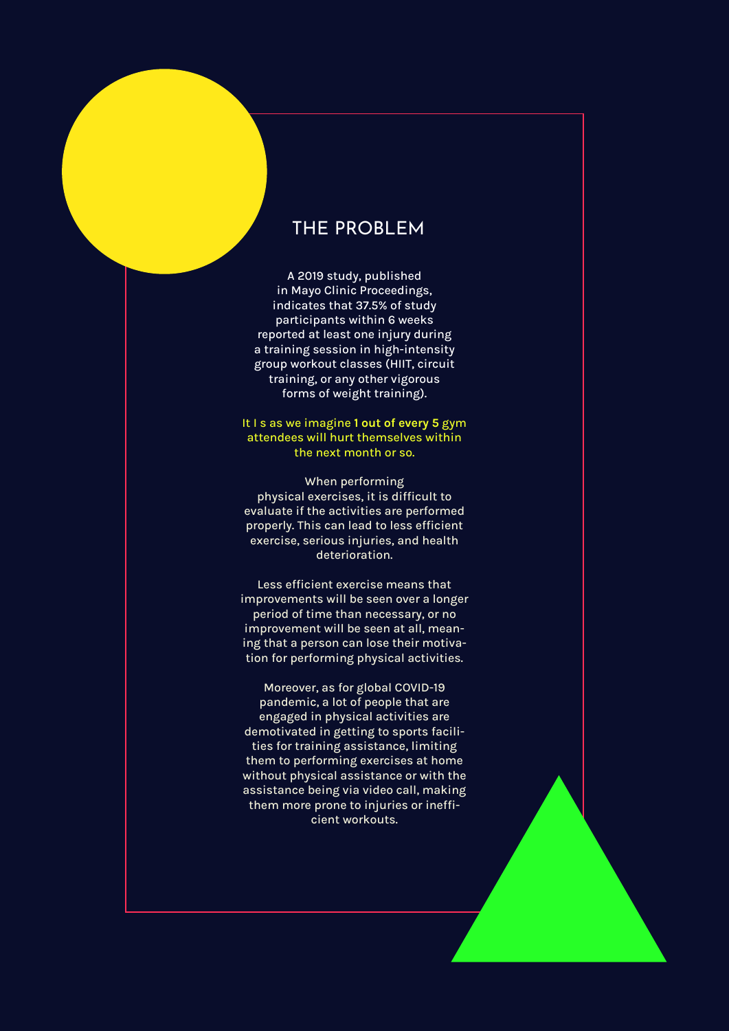# THE PROBLEM

A 2019 study, published in Mayo Clinic Proceedings, indicates that 37.5% of study participants within 6 weeks reported at least one injury during a training session in high-intensity group workout classes (HIIT, circuit training, or any other vigorous forms of weight training).

It I s as we imagine **1 out of every 5** gym attendees will hurt themselves within the next month or so.

When performing physical exercises, it is difficult to evaluate if the activities are performed properly. This can lead to less efficient exercise, serious injuries, and health deterioration.

Less efficient exercise means that improvements will be seen over a longer period of time than necessary, or no improvement will be seen at all, meaning that a person can lose their motivation for performing physical activities.

Moreover, as for global COVID-19 pandemic, a lot of people that are engaged in physical activities are demotivated in getting to sports facilities for training assistance, limiting them to performing exercises at home without physical assistance or with the assistance being via video call, making them more prone to injuries or inefficient workouts.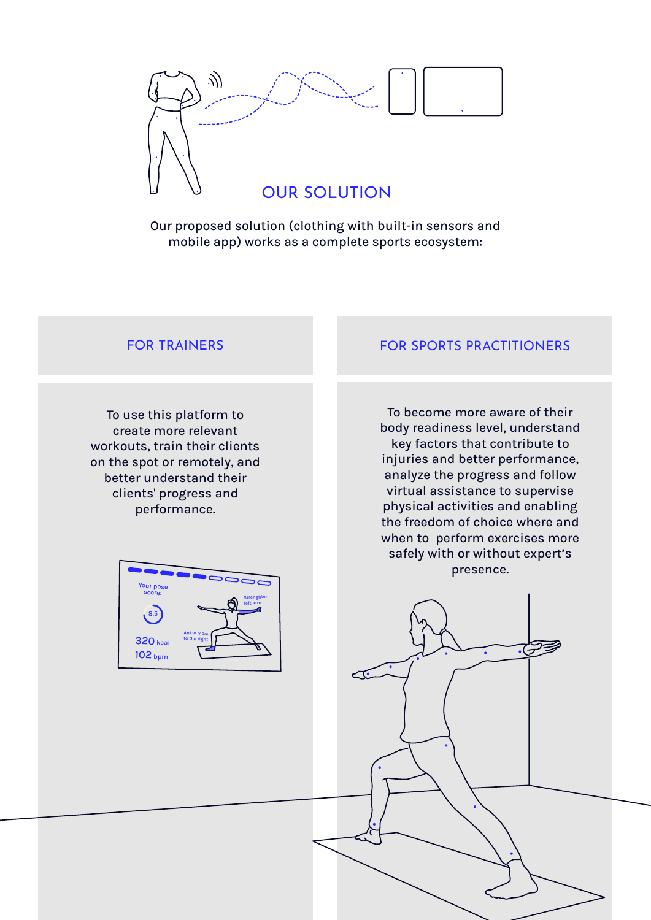## OUR SOLUTION

Our proposed solution (clothing with built-in sensors and mobile app) works as a complete sports ecosystem:

### FOR TRAINERS

To use this platform to create more relevant workouts, train their clients on the spot or remotely, and better understand their clients' progress and performance.

### FOR SPORTS PRACTITIONERS

To become more aware of their body readiness level, understand key factors that contribute to injuries and better performance, analyze the progress and follow virtual assistance to supervise physical activities and enabling the freedom of choice where and when to perform exercises more safely with or without expert's presence.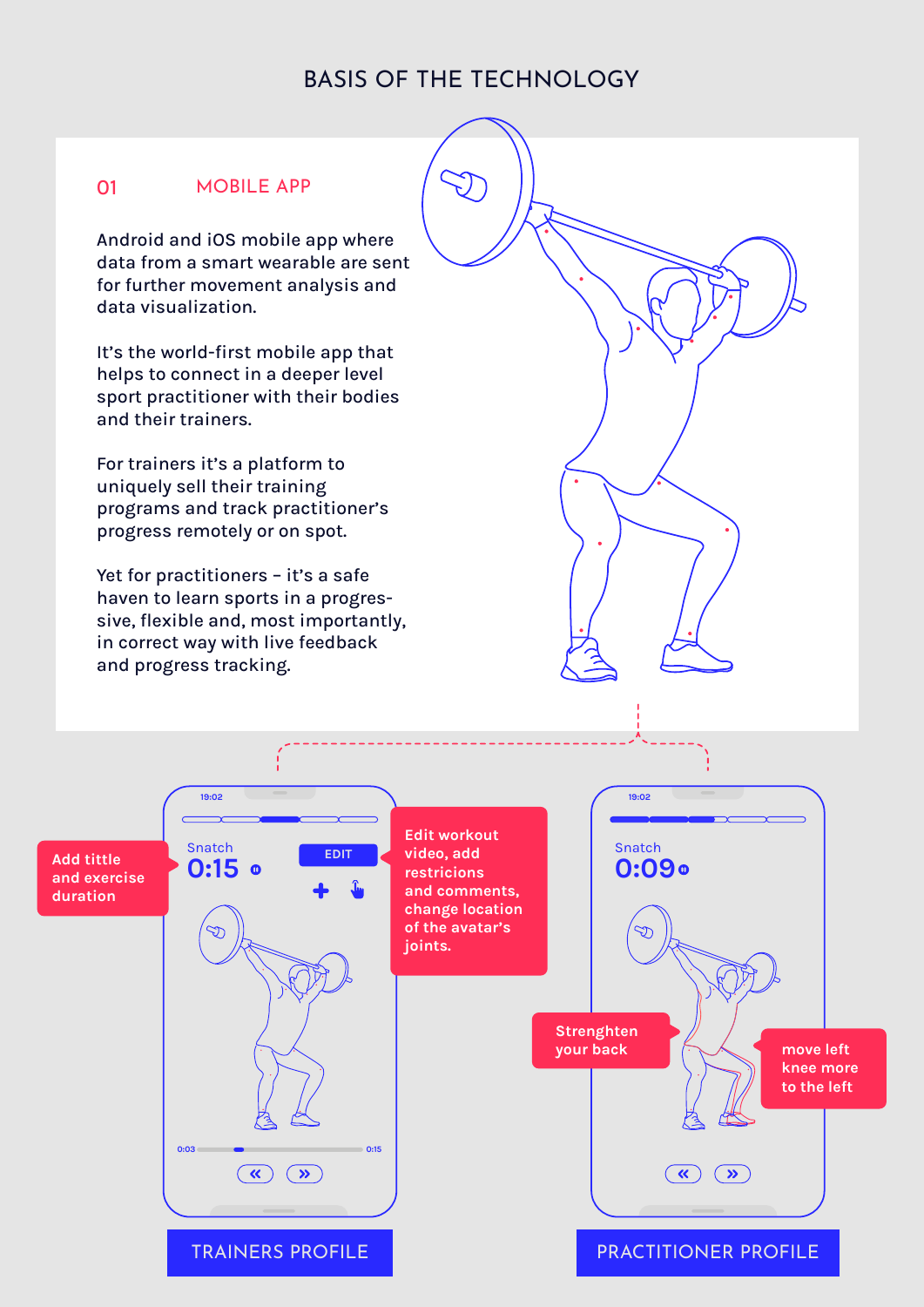# BASIS OF THE TECHNOLOGY

## 01 MOBILE APP

Android and iOS mobile app where data from a smart wearable are sent for further movement analysis and data visualization.

It's the world-first mobile app that helps to connect in a deeper level sport practitioner with their bodies and their trainers.

For trainers it's a platform to uniquely sell their training programs and track practitioner's progress remotely or on spot.

Yet for practitioners – it's a safe haven to learn sports in a progres-sive, flexible and, most importantly, in correct way with live feedback and progress tracking.

Add tittle and exercise duration

19:02

Snatch

0:15

EDIT

Edit workout video, add restrictions and comments, change location of the avatar's joints.

0:03 0:15

**TRAINERS PROFILE**

19:02

Snatch

0:09

Strenghten your back

move left knee more to the left

**PRACTITIONER PROFILE**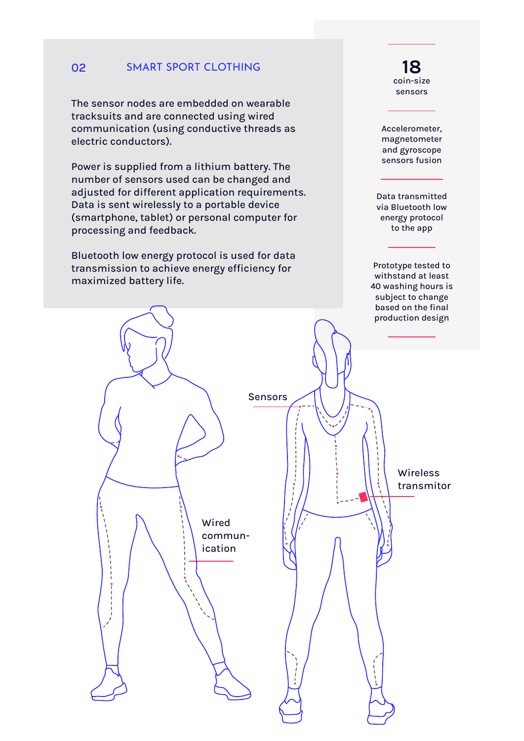## 02 SMART SPORT CLOTHING

The sensor nodes are embedded on wearable tracksuits and are connected using wired communication (using conductive threads as electric conductors).

Power is supplied from a lithium battery. The number of sensors used can be changed and adjusted for different application requirements. Data is sent wirelessly to a portable device (smartphone, tablet) or personal computer for processing and feedback.

Bluetooth low energy protocol is used for data transmission to achieve energy efficiency for maximized battery life.

**18**
coin-size sensors

Accelerometer, magnetometer and gyroscope sensors fusion

Data transmitted via Bluetooth low energy protocol to the app

Prototype tested to withstand at least 40 washing hours is subject to change based on the final production design

Sensors

Wireless transmitor

Wired commun-ication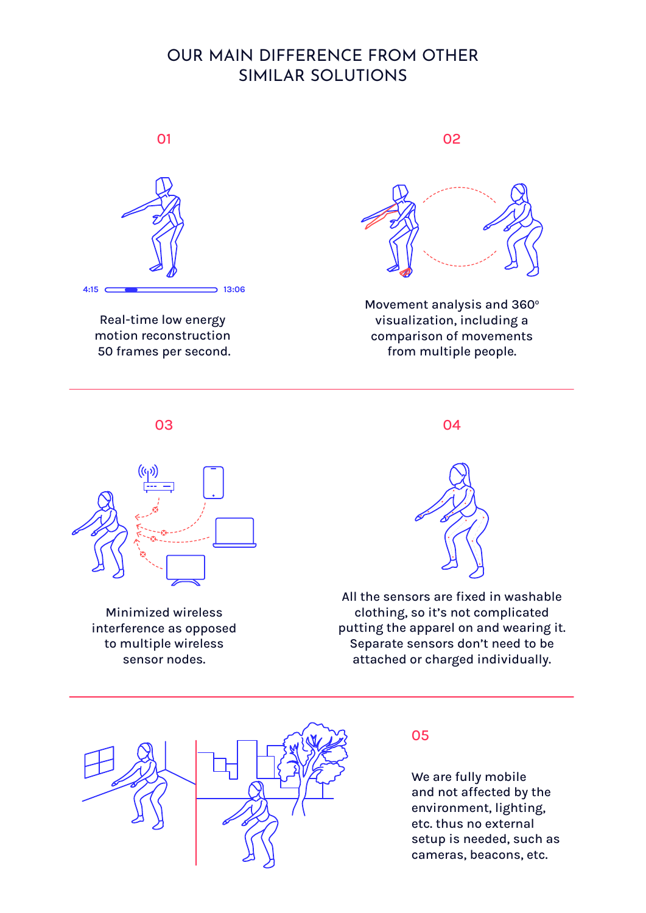# OUR MAIN DIFFERENCE FROM OTHER SIMILAR SOLUTIONS

## 01

4:15 13:06

Real-time low energy motion reconstruction 50 frames per second.

## 02

Movement analysis and 360° visualization, including a comparison of movements from multiple people.

## 03

Minimized wireless interference as opposed to multiple wireless sensor nodes.

## 04

All the sensors are fixed in washable clothing, so it's not complicated putting the apparel on and wearing it. Separate sensors don't need to be attached or charged individually.

## 05

We are fully mobile and not affected by the environment, lighting, etc. thus no external setup is needed, such as cameras, beacons, etc.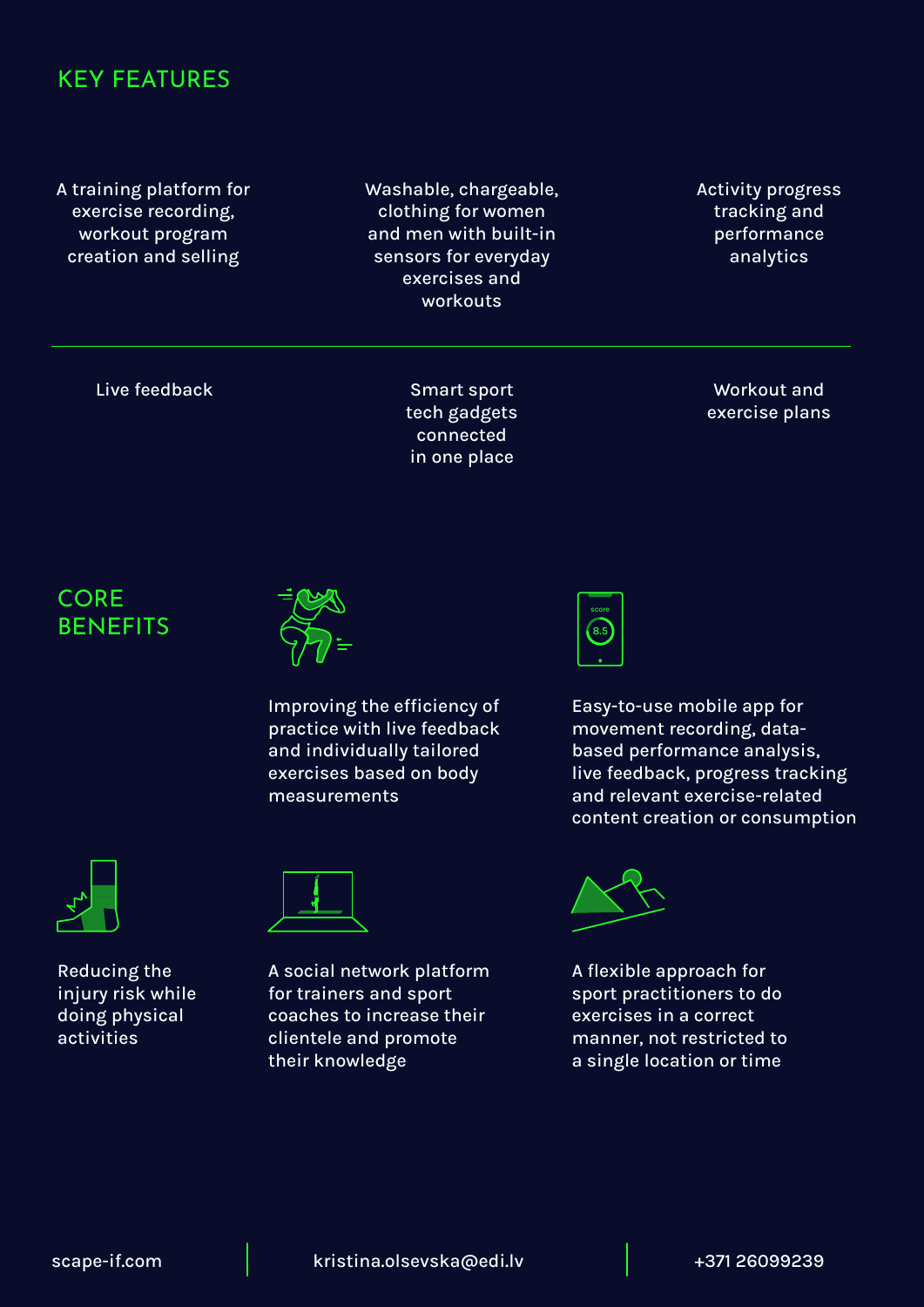## KEY FEATURES

- A training platform for exercise recording, workout program creation and selling
- Washable, chargeable, clothing for women and men with built-in sensors for everyday exercises and workouts
- Activity progress tracking and performance analytics
- Live feedback
- Smart sport tech gadgets connected in one place
- Workout and exercise plans

## CORE BENEFITS

- Improving the efficiency of practice with live feedback and individually tailored exercises based on body measurements
- Easy-to-use mobile app for movement recording, data-based performance analysis, live feedback, progress tracking and relevant exercise-related content creation or consumption
- Reducing the injury risk while doing physical activities
- A social network platform for trainers and sport coaches to increase their clientele and promote their knowledge
- A flexible approach for sport practitioners to do exercises in a correct manner, not restricted to a single location or time

scape-if.com | kristina.olsevska@edi.lv | +371 26099239